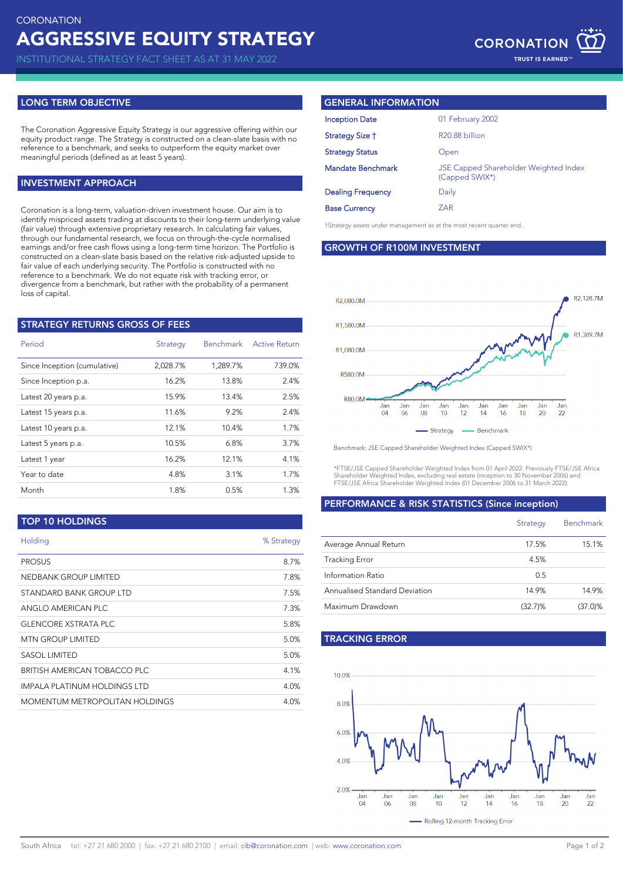CORONATION

# AGGRESSIVE EQUITY STRATEGY

INSTITUTIONAL STRATEGY FACT SHEET AS AT 31 MAY 2022

## LONG TERM OBJECTIVE

The Coronation Aggressive Equity Strategy is our aggressive offering within our equity product range. The Strategy is constructed on a clean-slate basis with no reference to a benchmark, and seeks to outperform the equity market over meaningful periods (defined as at least 5 years).

## INVESTMENT APPROACH

Coronation is a long-term, valuation-driven investment house. Our aim is to identify mispriced assets trading at discounts to their long-term underlying value (fair value) through extensive proprietary research. In calculating fair values, through our fundamental research, we focus on through-the-cycle normalised earnings and/or free cash flows using a long-term time horizon. The Portfolio is constructed on a clean-slate basis based on the relative risk-adjusted upside to fair value of each underlying security. The Portfolio is constructed with no reference to a benchmark. We do not equate risk with tracking error, or divergence from a benchmark, but rather with the probability of a permanent loss of capital.

## STRATEGY RETURNS GROSS OF FEES

| Period | Strategy | Benchmark | Active Return |
|---|---|---|---|
| Since Inception (cumulative) | 2,028.7% | 1,289.7% | 739.0% |
| Since Inception p.a. | 16.2% | 13.8% | 2.4% |
| Latest 20 years p.a. | 15.9% | 13.4% | 2.5% |
| Latest 15 years p.a. | 11.6% | 9.2% | 2.4% |
| Latest 10 years p.a. | 12.1% | 10.4% | 1.7% |
| Latest 5 years p.a. | 10.5% | 6.8% | 3.7% |
| Latest 1 year | 16.2% | 12.1% | 4.1% |
| Year to date | 4.8% | 3.1% | 1.7% |
| Month | 1.8% | 0.5% | 1.3% |

## TOP 10 HOLDINGS

| Holding | % Strategy |
|---|---|
| PROSUS | 8.7% |
| NEDBANK GROUP LIMITED | 7.8% |
| STANDARD BANK GROUP LTD | 7.5% |
| ANGLO AMERICAN PLC | 7.3% |
| GLENCORE XSTRATA PLC | 5.8% |
| MTN GROUP LIMITED | 5.0% |
| SASOL LIMITED | 5.0% |
| BRITISH AMERICAN TOBACCO PLC | 4.1% |
| IMPALA PLATINUM HOLDINGS LTD | 4.0% |
| MOMENTUM METROPOLITAN HOLDINGS | 4.0% |

## GENERAL INFORMATION

| | |
|---|---|
| Inception Date | 01 February 2002 |
| Strategy Size † | R20.88 billion |
| Strategy Status | Open |
| Mandate Benchmark | JSE Capped Shareholder Weighted Index (Capped SWIX*) |
| Dealing Frequency | Daily |
| Base Currency | ZAR |

†Strategy assets under management as at the most recent quarter end.

## GROWTH OF R100M INVESTMENT

Strategy: R2,128.7M; Benchmark: R1,389.7M

Benchmark: JSE Capped Shareholder Weighted Index (Capped SWIX*)

*FTSE/JSE Capped Shareholder Weighted Index from 01 April 2022. Previously FTSE/JSE Africa Shareholder Weighted Index, excluding real estate (inception to 30 November 2006) and FTSE/JSE Africa Shareholder Weighted Index (01 December 2006 to 31 March 2022).

## PERFORMANCE & RISK STATISTICS (Since inception)

| | Strategy | Benchmark |
|---|---|---|
| Average Annual Return | 17.5% | 15.1% |
| Tracking Error | 4.5% | |
| Information Ratio | 0.5 | |
| Annualised Standard Deviation | 14.9% | 14.9% |
| Maximum Drawdown | (32.7)% | (37.0)% |

## TRACKING ERROR

Rolling 12-month Tracking Error

South Africa tel: +27 21 680 2000 | fax: +27 21 680 2100 | email: cib@coronation.com | web: www.coronation.com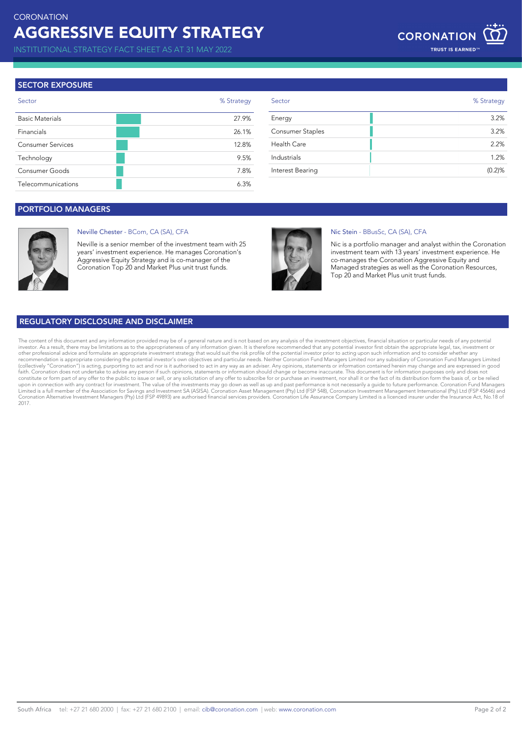CORONATION

# AGGRESSIVE EQUITY STRATEGY

INSTITUTIONAL STRATEGY FACT SHEET AS AT 31 MAY 2022

## SECTOR EXPOSURE

| Sector | % Strategy |
|---|---|
| Basic Materials | 27.9% |
| Financials | 26.1% |
| Consumer Services | 12.8% |
| Technology | 9.5% |
| Consumer Goods | 7.8% |
| Telecommunications | 6.3% |
| Energy | 3.2% |
| Consumer Staples | 3.2% |
| Health Care | 2.2% |
| Industrials | 1.2% |
| Interest Bearing | (0.2)% |

## PORTFOLIO MANAGERS

**Neville Chester** - BCom, CA (SA), CFA

Neville is a senior member of the investment team with 25 years' investment experience. He manages Coronation's Aggressive Equity Strategy and is co-manager of the Coronation Top 20 and Market Plus unit trust funds.

**Nic Stein** - BBusSc, CA (SA), CFA

Nic is a portfolio manager and analyst within the Coronation investment team with 13 years' investment experience. He co-manages the Coronation Aggressive Equity and Managed strategies as well as the Coronation Resources, Top 20 and Market Plus unit trust funds.

## REGULATORY DISCLOSURE AND DISCLAIMER

The content of this document and any information provided may be of a general nature and is not based on any analysis of the investment objectives, financial situation or particular needs of any potential investor. As a result, there may be limitations as to the appropriateness of any information given. It is therefore recommended that any potential investor first obtain the appropriate legal, tax, investment or other professional advice and formulate an appropriate investment strategy that would suit the risk profile of the potential investor prior to acting upon such information and to consider whether any recommendation is appropriate considering the potential investor's own objectives and particular needs. Neither Coronation Fund Managers Limited nor any subsidiary of Coronation Fund Managers Limited (collectively "Coronation") is acting, purporting to act and nor is it authorised to act in any way as an adviser. Any opinions, statements or information contained herein may change and are expressed in good faith. Coronation does not undertake to advise any person if such opinions, statements or information should change or become inaccurate. This document is for information purposes only and does not constitute or form part of any offer to the public to issue or sell, or any solicitation of any offer to subscribe for or purchase an investment, nor shall it or the fact of its distribution form the basis of, or be relied upon in connection with any contract for investment. The value of the investments may go down as well as up and past performance is not necessarily a guide to future performance. Coronation Fund Managers Limited is a full member of the Association for Savings and Investment SA (ASISA). Coronation Asset Management (Pty) Ltd (FSP 548), Coronation Investment Management International (Pty) Ltd (FSP 45646) and Coronation Alternative Investment Managers (Pty) Ltd (FSP 49893) are authorised financial services providers. Coronation Life Assurance Company Limited is a licenced insurer under the Insurance Act, No.18 of 2017.

South Africa tel: +27 21 680 2000 | fax: +27 21 680 2100 | email: cib@coronation.com | web: www.coronation.com